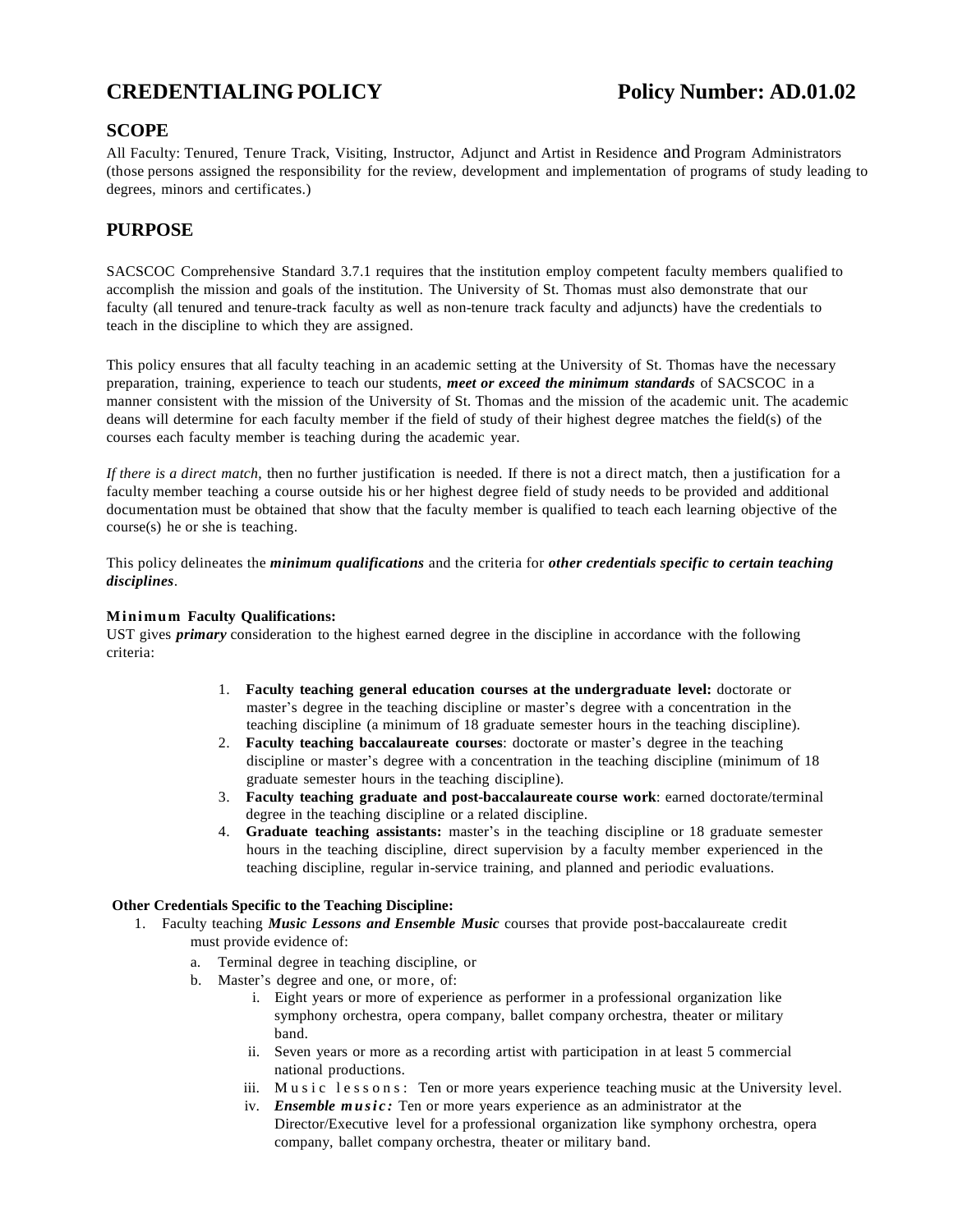# CREDENTIALING POLICY                    Policy Number: AD.01.02

## SCOPE

All Faculty: Tenured, Tenure Track, Visiting, Instructor, Adjunct and Artist in Residence and Program Administrators (those persons assigned the responsibility for the review, development and implementation of programs of study leading to degrees, minors and certificates.)

## PURPOSE

SACSCOC Comprehensive Standard 3.7.1 requires that the institution employ competent faculty members qualified to accomplish the mission and goals of the institution. The University of St. Thomas must also demonstrate that our faculty (all tenured and tenure-track faculty as well as non-tenure track faculty and adjuncts) have the credentials to teach in the discipline to which they are assigned.

This policy ensures that all faculty teaching in an academic setting at the University of St. Thomas have the necessary preparation, training, experience to teach our students, ***meet or exceed the minimum standards*** of SACSCOC in a manner consistent with the mission of the University of St. Thomas and the mission of the academic unit. The academic deans will determine for each faculty member if the field of study of their highest degree matches the field(s) of the courses each faculty member is teaching during the academic year.

*If there is a direct match*, then no further justification is needed. If there is not a direct match, then a justification for a faculty member teaching a course outside his or her highest degree field of study needs to be provided and additional documentation must be obtained that show that the faculty member is qualified to teach each learning objective of the course(s) he or she is teaching.

This policy delineates the ***minimum qualifications*** and the criteria for ***other credentials specific to certain teaching disciplines***.

**Minimum Faculty Qualifications:**
UST gives ***primary*** consideration to the highest earned degree in the discipline in accordance with the following criteria:

1. **Faculty teaching general education courses at the undergraduate level:** doctorate or master's degree in the teaching discipline or master's degree with a concentration in the teaching discipline (a minimum of 18 graduate semester hours in the teaching discipline).
2. **Faculty teaching baccalaureate courses**: doctorate or master's degree in the teaching discipline or master's degree with a concentration in the teaching discipline (minimum of 18 graduate semester hours in the teaching discipline).
3. **Faculty teaching graduate and post-baccalaureate course work**: earned doctorate/terminal degree in the teaching discipline or a related discipline.
4. **Graduate teaching assistants:** master's in the teaching discipline or 18 graduate semester hours in the teaching discipline, direct supervision by a faculty member experienced in the teaching discipline, regular in-service training, and planned and periodic evaluations.

**Other Credentials Specific to the Teaching Discipline:**

1. Faculty teaching ***Music Lessons and Ensemble Music*** courses that provide post-baccalaureate credit must provide evidence of:
   a. Terminal degree in teaching discipline, or
   b. Master's degree and one, or more, of:
      i. Eight years or more of experience as performer in a professional organization like symphony orchestra, opera company, ballet company orchestra, theater or military band.
      ii. Seven years or more as a recording artist with participation in at least 5 commercial national productions.
      iii. Music lessons: Ten or more years experience teaching music at the University level.
      iv. ***Ensemble music:*** Ten or more years experience as an administrator at the Director/Executive level for a professional organization like symphony orchestra, opera company, ballet company orchestra, theater or military band.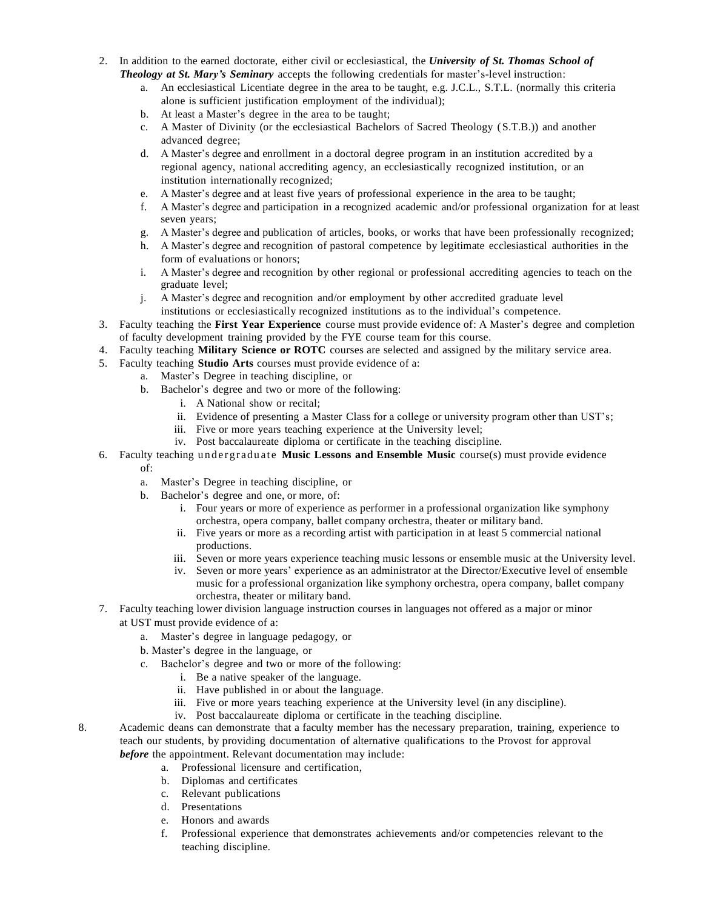2. In addition to the earned doctorate, either civil or ecclesiastical, the ***University of St. Thomas School of Theology at St. Mary's Seminary*** accepts the following credentials for master's-level instruction:
    a. An ecclesiastical Licentiate degree in the area to be taught, e.g. J.C.L., S.T.L. (normally this criteria alone is sufficient justification employment of the individual);
    b. At least a Master's degree in the area to be taught;
    c. A Master of Divinity (or the ecclesiastical Bachelors of Sacred Theology (S.T.B.)) and another advanced degree;
    d. A Master's degree and enrollment in a doctoral degree program in an institution accredited by a regional agency, national accrediting agency, an ecclesiastically recognized institution, or an institution internationally recognized;
    e. A Master's degree and at least five years of professional experience in the area to be taught;
    f. A Master's degree and participation in a recognized academic and/or professional organization for at least seven years;
    g. A Master's degree and publication of articles, books, or works that have been professionally recognized;
    h. A Master's degree and recognition of pastoral competence by legitimate ecclesiastical authorities in the form of evaluations or honors;
    i. A Master's degree and recognition by other regional or professional accrediting agencies to teach on the graduate level;
    j. A Master's degree and recognition and/or employment by other accredited graduate level institutions or ecclesiastically recognized institutions as to the individual's competence.
3. Faculty teaching the **First Year Experience** course must provide evidence of: A Master's degree and completion of faculty development training provided by the FYE course team for this course.
4. Faculty teaching **Military Science or ROTC** courses are selected and assigned by the military service area.
5. Faculty teaching **Studio Arts** courses must provide evidence of a:
    a. Master's Degree in teaching discipline, or
    b. Bachelor's degree and two or more of the following:
        i. A National show or recital;
        ii. Evidence of presenting a Master Class for a college or university program other than UST's;
        iii. Five or more years teaching experience at the University level;
        iv. Post baccalaureate diploma or certificate in the teaching discipline.
6. Faculty teaching undergraduate **Music Lessons and Ensemble Music** course(s) must provide evidence of:
    a. Master's Degree in teaching discipline, or
    b. Bachelor's degree and one, or more, of:
        i. Four years or more of experience as performer in a professional organization like symphony orchestra, opera company, ballet company orchestra, theater or military band.
        ii. Five years or more as a recording artist with participation in at least 5 commercial national productions.
        iii. Seven or more years experience teaching music lessons or ensemble music at the University level.
        iv. Seven or more years' experience as an administrator at the Director/Executive level of ensemble music for a professional organization like symphony orchestra, opera company, ballet company orchestra, theater or military band.
7. Faculty teaching lower division language instruction courses in languages not offered as a major or minor at UST must provide evidence of a:
    a. Master's degree in language pedagogy, or
    b. Master's degree in the language, or
    c. Bachelor's degree and two or more of the following:
        i. Be a native speaker of the language.
        ii. Have published in or about the language.
        iii. Five or more years teaching experience at the University level (in any discipline).
        iv. Post baccalaureate diploma or certificate in the teaching discipline.
8. Academic deans can demonstrate that a faculty member has the necessary preparation, training, experience to teach our students, by providing documentation of alternative qualifications to the Provost for approval ***before*** the appointment. Relevant documentation may include:
    a. Professional licensure and certification,
    b. Diplomas and certificates
    c. Relevant publications
    d. Presentations
    e. Honors and awards
    f. Professional experience that demonstrates achievements and/or competencies relevant to the teaching discipline.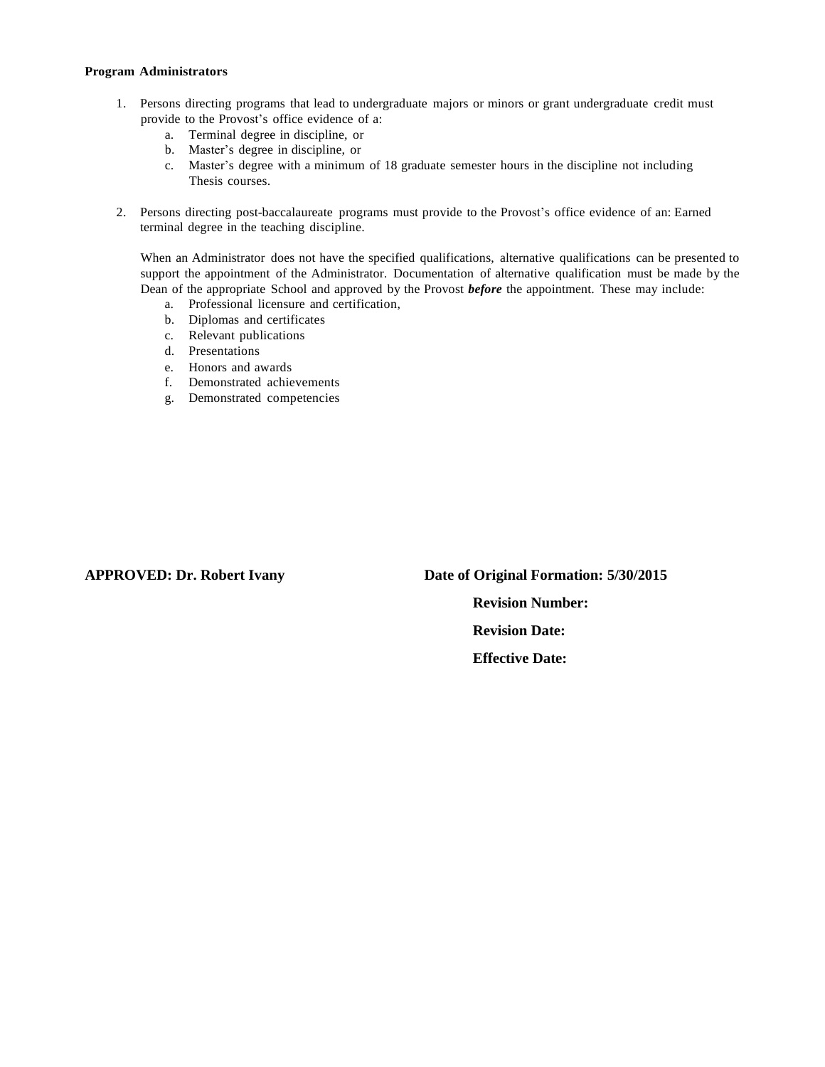**Program Administrators**

1. Persons directing programs that lead to undergraduate majors or minors or grant undergraduate credit must provide to the Provost's office evidence of a:
   a. Terminal degree in discipline, or
   b. Master's degree in discipline, or
   c. Master's degree with a minimum of 18 graduate semester hours in the discipline not including Thesis courses.

2. Persons directing post-baccalaureate programs must provide to the Provost's office evidence of an: Earned terminal degree in the teaching discipline.

   When an Administrator does not have the specified qualifications, alternative qualifications can be presented to support the appointment of the Administrator. Documentation of alternative qualification must be made by the Dean of the appropriate School and approved by the Provost ***before*** the appointment. These may include:
   a. Professional licensure and certification,
   b. Diplomas and certificates
   c. Relevant publications
   d. Presentations
   e. Honors and awards
   f. Demonstrated achievements
   g. Demonstrated competencies

**APPROVED: Dr. Robert Ivany**

**Date of Original Formation: 5/30/2015**

**Revision Number:**

**Revision Date:**

**Effective Date:**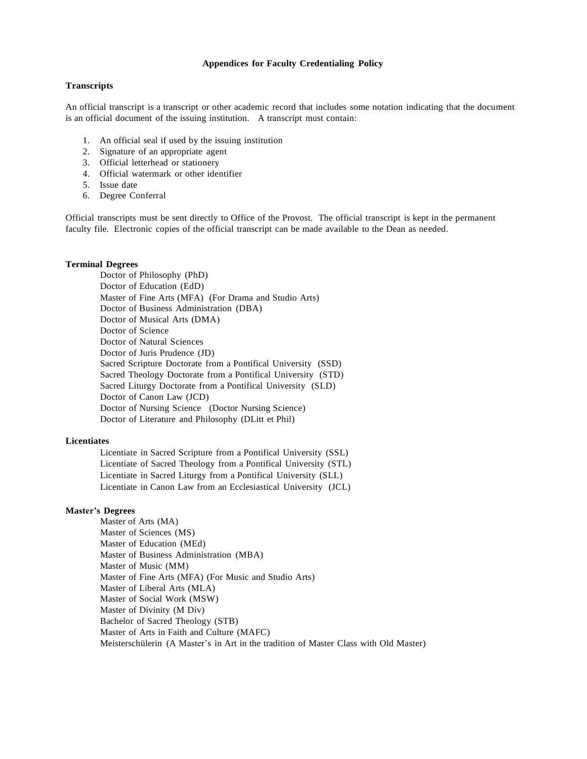# Appendices for Faculty Credentialing Policy

## Transcripts

An official transcript is a transcript or other academic record that includes some notation indicating that the document is an official document of the issuing institution. A transcript must contain:

1. An official seal if used by the issuing institution
2. Signature of an appropriate agent
3. Official letterhead or stationery
4. Official watermark or other identifier
5. Issue date
6. Degree Conferral

Official transcripts must be sent directly to Office of the Provost. The official transcript is kept in the permanent faculty file. Electronic copies of the official transcript can be made available to the Dean as needed.

## Terminal Degrees

- Doctor of Philosophy (PhD)
- Doctor of Education (EdD)
- Master of Fine Arts (MFA) (For Drama and Studio Arts)
- Doctor of Business Administration (DBA)
- Doctor of Musical Arts (DMA)
- Doctor of Science
- Doctor of Natural Sciences
- Doctor of Juris Prudence (JD)
- Sacred Scripture Doctorate from a Pontifical University (SSD)
- Sacred Theology Doctorate from a Pontifical University (STD)
- Sacred Liturgy Doctorate from a Pontifical University (SLD)
- Doctor of Canon Law (JCD)
- Doctor of Nursing Science (Doctor Nursing Science)
- Doctor of Literature and Philosophy (DLitt et Phil)

## Licentiates

- Licentiate in Sacred Scripture from a Pontifical University (SSL)
- Licentiate of Sacred Theology from a Pontifical University (STL)
- Licentiate in Sacred Liturgy from a Pontifical University (SLL)
- Licentiate in Canon Law from an Ecclesiastical University (JCL)

## Master's Degrees

- Master of Arts (MA)
- Master of Sciences (MS)
- Master of Education (MEd)
- Master of Business Administration (MBA)
- Master of Music (MM)
- Master of Fine Arts (MFA) (For Music and Studio Arts)
- Master of Liberal Arts (MLA)
- Master of Social Work (MSW)
- Master of Divinity (M Div)
- Bachelor of Sacred Theology (STB)
- Master of Arts in Faith and Culture (MAFC)
- Meisterschülerin (A Master's in Art in the tradition of Master Class with Old Master)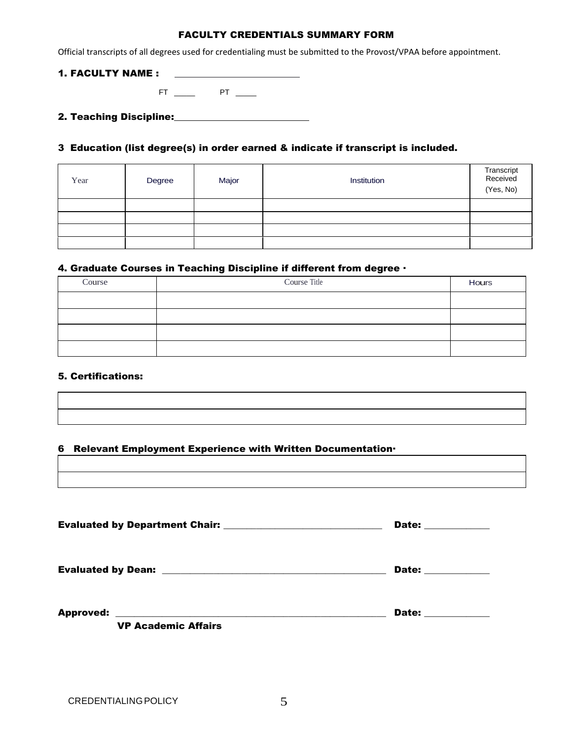# FACULTY CREDENTIALS SUMMARY FORM

Official transcripts of all degrees used for credentialing must be submitted to the Provost/VPAA before appointment.

**1. FACULTY NAME :** ____________________

FT _____ PT _____

**2. Teaching Discipline:** ____________________

### 3 Education (list degree(s) in order earned & indicate if transcript is included.

| Year | Degree | Major | Institution | Transcript Received (Yes, No) |
|---|---|---|---|---|
| | | | | |
| | | | | |
| | | | | |
| | | | | |

### 4. Graduate Courses in Teaching Discipline if different from degree ·

| Course | Course Title | Hours |
|---|---|---|
| | | |
| | | |
| | | |
| | | |

### 5. Certifications:

| |
|---|
| |
| |

### 6 Relevant Employment Experience with Written Documentation·

| |
|---|
| |
| |

**Evaluated by Department Chair:** ______________________________ **Date:** ____________

**Evaluated by Dean:** ______________________________ **Date:** ____________

**Approved:** ______________________________ **Date:** ____________
**VP Academic Affairs**

CREDENTIALING POLICY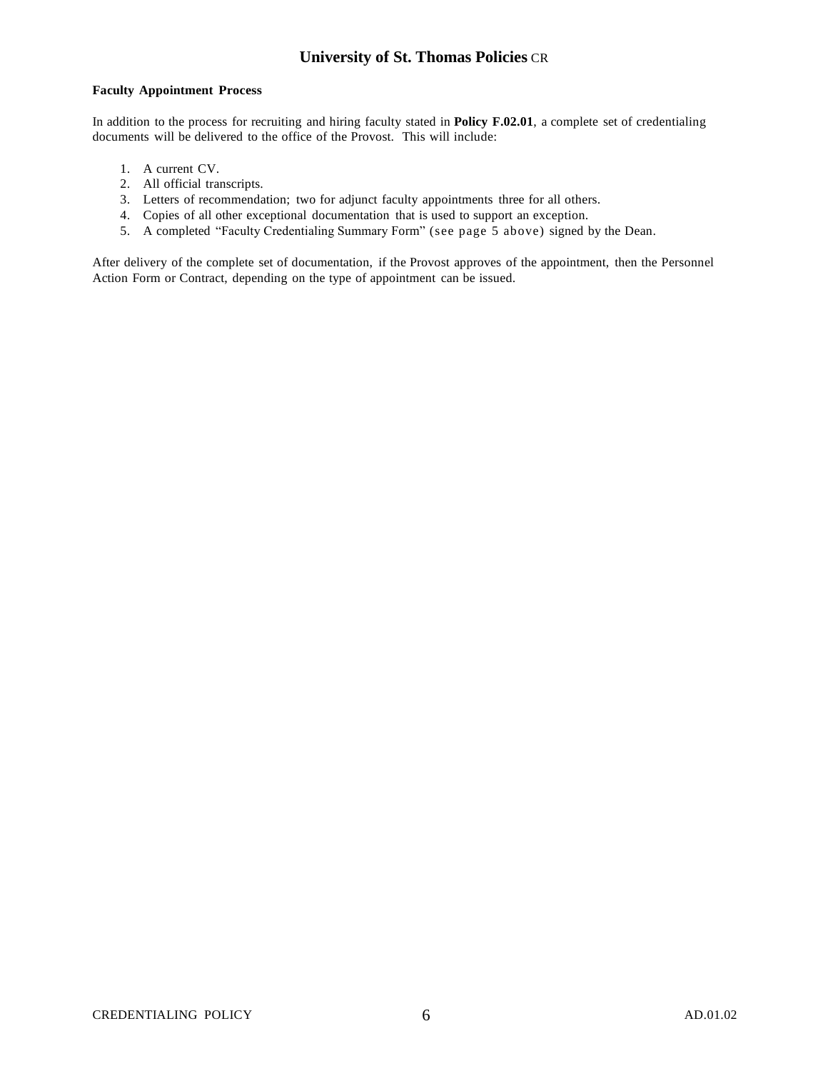**Faculty Appointment Process**

In addition to the process for recruiting and hiring faculty stated in **Policy F.02.01**, a complete set of credentialing documents will be delivered to the office of the Provost. This will include:

1. A current CV.
2. All official transcripts.
3. Letters of recommendation; two for adjunct faculty appointments three for all others.
4. Copies of all other exceptional documentation that is used to support an exception.
5. A completed "Faculty Credentialing Summary Form" (see page 5 above) signed by the Dean.

After delivery of the complete set of documentation, if the Provost approves of the appointment, then the Personnel Action Form or Contract, depending on the type of appointment can be issued.